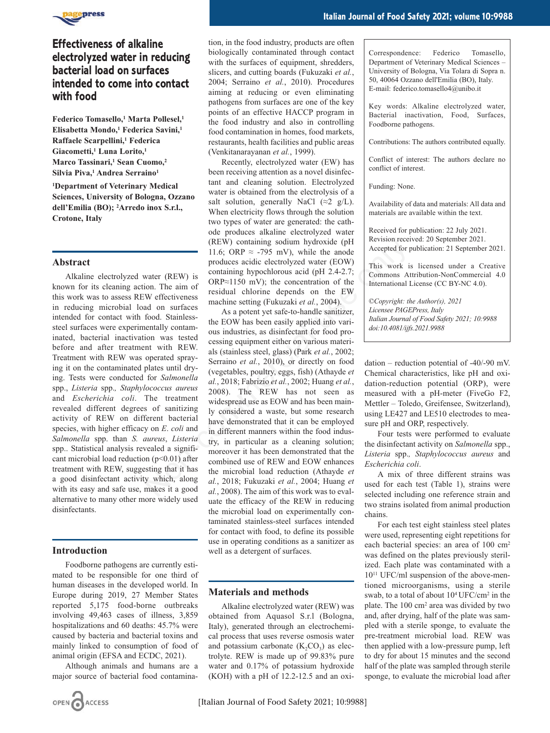# Effectiveness of alkaline electrolyzed water in reducing bacterial load on surfaces intended to come into contact with food

**Federico Tomasello,[1] Marta Pollesel,[1] Elisabetta Mondo,[1] Federica Savini,[1] Raffaele Scarpellini,[1] Federica Giacometti,[1] Luna Lorito,[1] Marco Tassinari,[1] Sean Cuomo,[2] Silvia Piva,[1] Andrea Serraino[1]**

**[1]Department of Veterinary Medical Sciences, University of Bologna, Ozzano dell'Emilia (BO); [2]Arredo inox S.r.l., Crotone, Italy**

## Abstract

Alkaline electrolyzed water (REW) is known for its cleaning action. The aim of this work was to assess REW effectiveness in reducing microbial load on surfaces intended for contact with food. Stainless-steel surfaces were experimentally contaminated, bacterial inactivation was tested before and after treatment with REW. Treatment with REW was operated spraying it on the contaminated plates until drying. Tests were conducted for *Salmonella* spp., *Listeria* spp., *Staphylococcus aureus* and *Escherichia coli*. The treatment revealed different degrees of sanitizing activity of REW on different bacterial species, with higher efficacy on *E. coli* and *Salmonella* spp. than *S. aureus*, *Listeria* spp.. Statistical analysis revealed a significant microbial load reduction ($p<0.01$) after treatment with REW, suggesting that it has a good disinfectant activity which, along with its easy and safe use, makes it a good alternative to many other more widely used disinfectants.

## Introduction

Foodborne pathogens are currently estimated to be responsible for one third of human diseases in the developed world. In Europe during 2019, 27 Member States reported 5,175 food-borne outbreaks involving 49,463 cases of illness, 3,859 hospitalizations and 60 deaths: 45.7% were caused by bacteria and bacterial toxins and mainly linked to consumption of food of animal origin (EFSA and ECDC, 2021).

Although animals and humans are a major source of bacterial food contamination, in the food industry, products are often biologically contaminated through contact with the surfaces of equipment, shredders, slicers, and cutting boards (Fukuzaki *et al.*, 2004; Serraino *et al.*, 2010). Procedures aiming at reducing or even eliminating pathogens from surfaces are one of the key points of an effective HACCP program in the food industry and also in controlling food contamination in homes, food markets, restaurants, health facilities and public areas (Venkitanarayanan *et al.*, 1999).

Recently, electrolyzed water (EW) has been receiving attention as a novel disinfectant and cleaning solution. Electrolyzed water is obtained from the electrolysis of a salt solution, generally NaCl (≈2 g/L). When electricity flows through the solution two types of water are generated: the cathode produces alkaline electrolyzed water (REW) containing sodium hydroxide (pH 11.6; ORP ≈ -795 mV), while the anode produces acidic electrolyzed water (EOW) containing hypochlorous acid (pH 2.4-2.7; ORP≈1150 mV); the concentration of the residual chlorine depends on the EW machine setting (Fukuzaki *et al.*, 2004).

As a potent yet safe-to-handle sanitizer, the EOW has been easily applied into various industries, as disinfectant for food processing equipment either on various materials (stainless steel, glass) (Park *et al.*, 2002; Serraino *et al.*, 2010), or directly on food (vegetables, poultry, eggs, fish) (Athayde *et al.*, 2018; Fabrizio *et al.*, 2002; Huang *et al.*, 2008). The REW has not seen as widespread use as EOW and has been mainly considered a waste, but some research have demonstrated that it can be employed in different manners within the food industry, in particular as a cleaning solution; moreover it has been demonstrated that the combined use of REW and EOW enhances the microbial load reduction (Athayde *et al.*, 2018; Fukuzaki *et al.*, 2004; Huang *et al.*, 2008). The aim of this work was to evaluate the efficacy of the REW in reducing the microbial load on experimentally contaminated stainless-steel surfaces intended for contact with food, to define its possible use in operating conditions as a sanitizer as well as a detergent of surfaces.

## Materials and methods

Alkaline electrolyzed water (REW) was obtained from Aquasol S.r.l (Bologna, Italy), generated through an electrochemical process that uses reverse osmosis water and potassium carbonate ($K_2CO_3$) as electrolyte. REW is made up of 99.83% pure water and 0.17% of potassium hydroxide (KOH) with a pH of 12.2-12.5 and an oxidation – reduction potential of -40/-90 mV. Chemical characteristics, like pH and oxidation-reduction potential (ORP), were measured with a pH-meter (FiveGo F2, Mettler – Toledo, Greifensee, Switzerland), using LE427 and LE510 electrodes to measure pH and ORP, respectively.

Four tests were performed to evaluate the disinfectant activity on *Salmonella* spp., *Listeria* spp., *Staphylococcus aureus* and *Escherichia coli*.

A mix of three different strains was used for each test (Table 1), strains were selected including one reference strain and two strains isolated from animal production chains.

For each test eight stainless steel plates were used, representing eight repetitions for each bacterial species: an area of 100 cm$^2$ was defined on the plates previously sterilized. Each plate was contaminated with a $10^{11}$ UFC/ml suspension of the above-mentioned microorganisms, using a sterile swab, to a total of about $10^4$ UFC/cm$^2$ in the plate. The 100 cm$^2$ area was divided by two and, after drying, half of the plate was sampled with a sterile sponge, to evaluate the pre-treatment microbial load. REW was then applied with a low-pressure pump, left to dry for about 15 minutes and the second half of the plate was sampled through sterile sponge, to evaluate the microbial load after

Correspondence: Federico Tomasello, Department of Veterinary Medical Sciences – University of Bologna, Via Tolara di Sopra n. 50, 40064 Ozzano dell'Emilia (BO), Italy.
E-mail: federico.tomasello4@unibo.it

Key words: Alkaline electrolyzed water, Bacterial inactivation, Food, Surfaces, Foodborne pathogens.

Contributions: The authors contributed equally.

Conflict of interest: The authors declare no conflict of interest.

Funding: None.

Availability of data and materials: All data and materials are available within the text.

Received for publication: 22 July 2021.
Revision received: 20 September 2021.
Accepted for publication: 21 September 2021.

This work is licensed under a Creative Commons Attribution-NonCommercial 4.0 International License (CC BY-NC 4.0).

*©Copyright: the Author(s), 2021*
*Licensee PAGEPress, Italy*
*Italian Journal of Food Safety 2021; 10:9988*
*doi:10.4081/ijfs.2021.9988*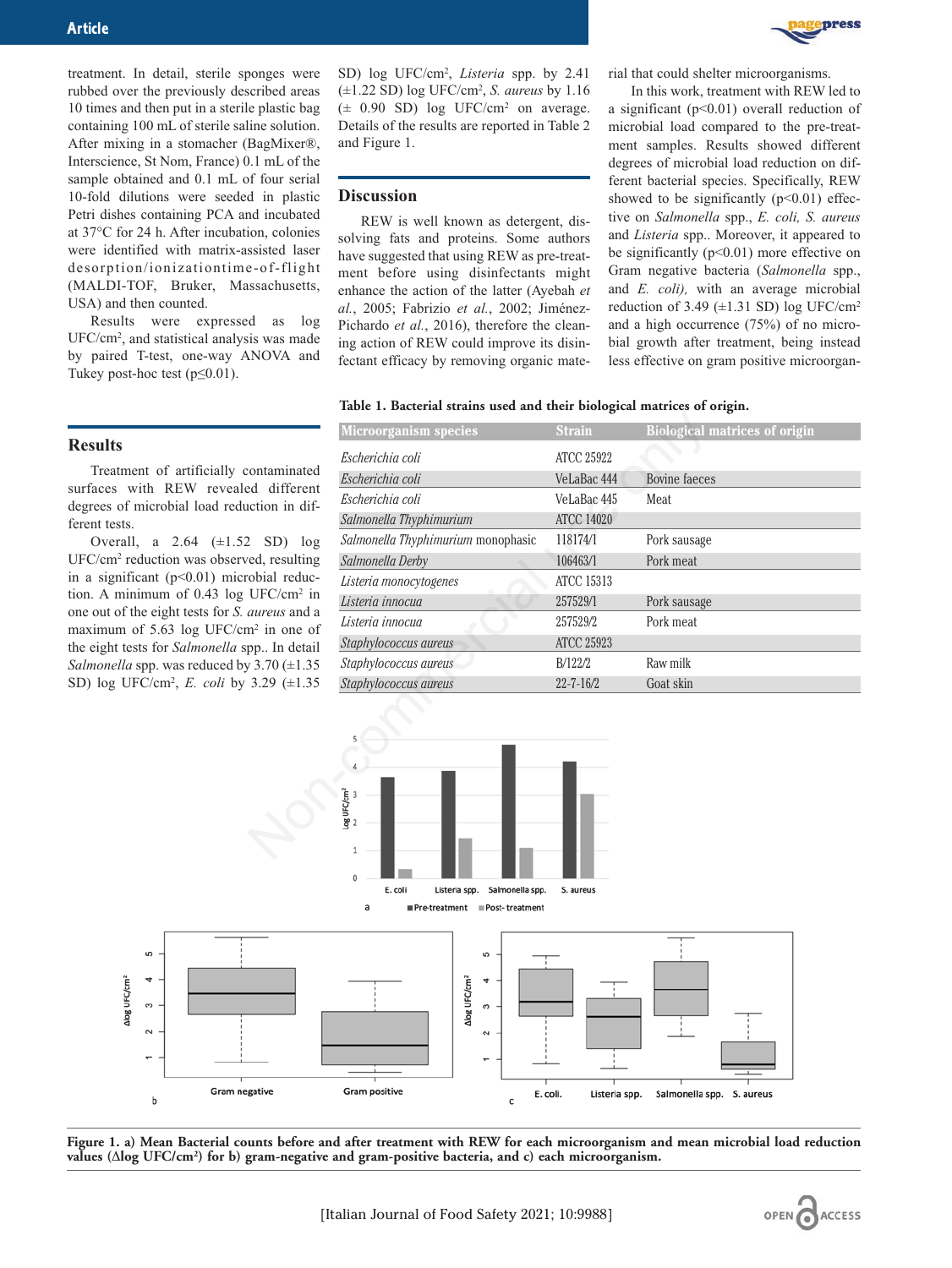treatment. In detail, sterile sponges were rubbed over the previously described areas 10 times and then put in a sterile plastic bag containing 100 mL of sterile saline solution. After mixing in a stomacher (BagMixer®, Interscience, St Nom, France) 0.1 mL of the sample obtained and 0.1 mL of four serial 10-fold dilutions were seeded in plastic Petri dishes containing PCA and incubated at 37°C for 24 h. After incubation, colonies were identified with matrix-assisted laser desorption/ionizationtime-of-flight (MALDI-TOF, Bruker, Massachusetts, USA) and then counted.

Results were expressed as log UFC/cm², and statistical analysis was made by paired T-test, one-way ANOVA and Tukey post-hoc test (p≤0.01).

## Results

Treatment of artificially contaminated surfaces with REW revealed different degrees of microbial load reduction in different tests.

Overall, a 2.64 (±1.52 SD) log UFC/cm² reduction was observed, resulting in a significant (p<0.01) microbial reduction. A minimum of 0.43 log UFC/cm² in one out of the eight tests for *S. aureus* and a maximum of 5.63 log UFC/cm² in one of the eight tests for *Salmonella* spp.. In detail *Salmonella* spp. was reduced by 3.70 (±1.35 SD) log UFC/cm², *E. coli* by 3.29 (±1.35 SD) log UFC/cm², *Listeria* spp. by 2.41 (±1.22 SD) log UFC/cm², *S. aureus* by 1.16 (± 0.90 SD) log UFC/cm² on average. Details of the results are reported in Table 2 and Figure 1.

## Discussion

REW is well known as detergent, dissolving fats and proteins. Some authors have suggested that using REW as pre-treatment before using disinfectants might enhance the action of the latter (Ayebah *et al.*, 2005; Fabrizio *et al.*, 2002; Jiménez-Pichardo *et al.*, 2016), therefore the cleaning action of REW could improve its disinfectant efficacy by removing organic material that could shelter microorganisms.

In this work, treatment with REW led to a significant (p<0.01) overall reduction of microbial load compared to the pre-treatment samples. Results showed different degrees of microbial load reduction on different bacterial species. Specifically, REW showed to be significantly (p<0.01) effective on *Salmonella* spp., *E. coli, S. aureus* and *Listeria* spp.. Moreover, it appeared to be significantly (p<0.01) more effective on Gram negative bacteria (*Salmonella* spp., and *E. coli),* with an average microbial reduction of 3.49 (±1.31 SD) log UFC/cm² and a high occurrence (75%) of no microbial growth after treatment, being instead less effective on gram positive microorgan-

**Table 1. Bacterial strains used and their biological matrices of origin.**

| Microorganism species | Strain | Biological matrices of origin |
|---|---|---|
| *Escherichia coli* | ATCC 25922 | |
| *Escherichia coli* | VeLaBac 444 | Bovine faeces |
| *Escherichia coli* | VeLaBac 445 | Meat |
| *Salmonella Thyphimurium* | ATCC 14020 | |
| *Salmonella Thyphimurium* monophasic | 118174/1 | Pork sausage |
| *Salmonella Derby* | 106463/1 | Pork meat |
| *Listeria monocytogenes* | ATCC 15313 | |
| *Listeria innocua* | 257529/1 | Pork sausage |
| *Listeria innocua* | 257529/2 | Pork meat |
| *Staphylococcus aureus* | ATCC 25923 | |
| *Staphylococcus aureus* | B/122/2 | Raw milk |
| *Staphylococcus aureus* | 22-7-16/2 | Goat skin |

**Figure 1. a) Mean Bacterial counts before and after treatment with REW for each microorganism and mean microbial load reduction values (Δlog UFC/cm²) for b) gram-negative and gram-positive bacteria, and c) each microorganism.**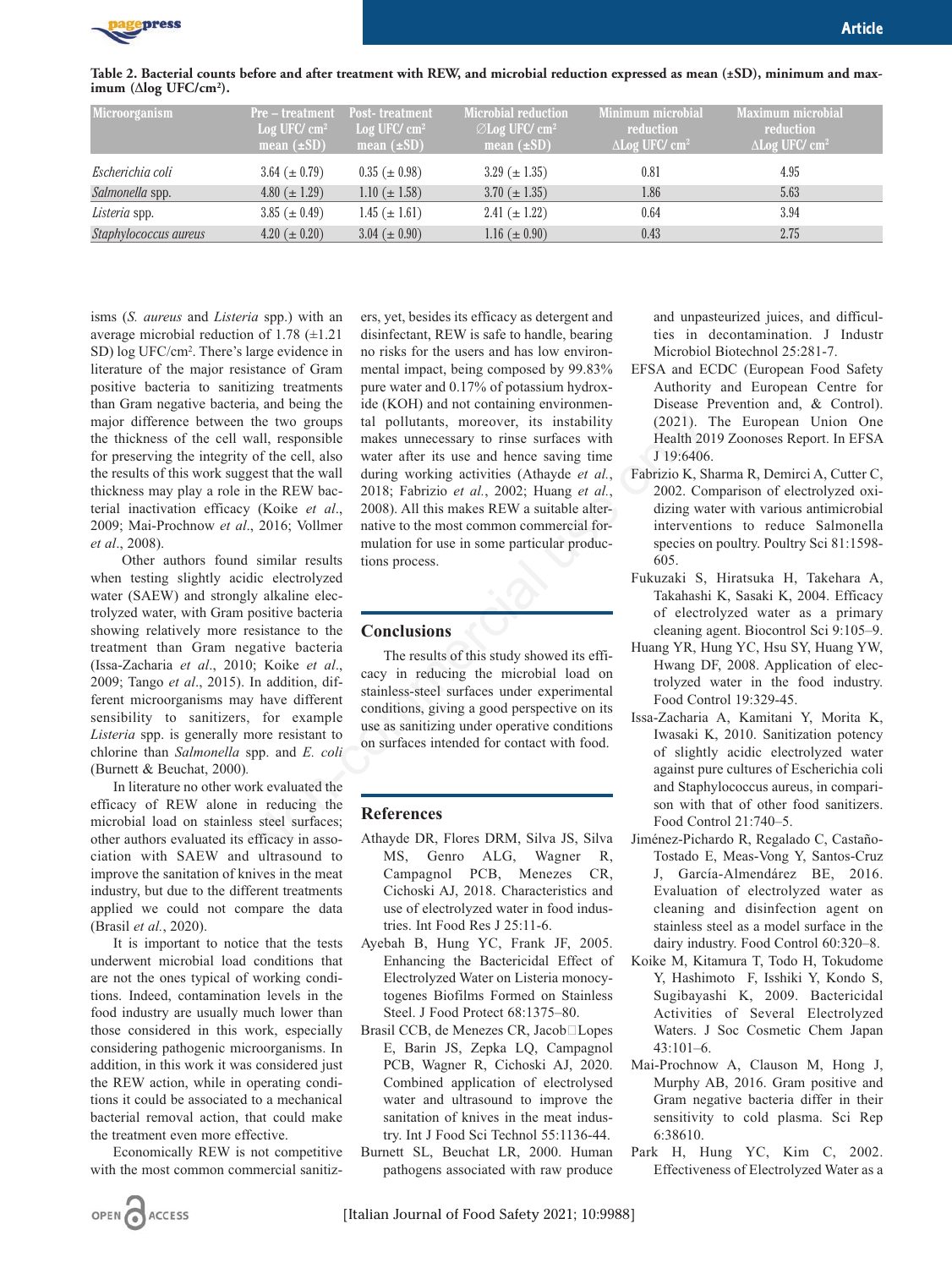**Table 2. Bacterial counts before and after treatment with REW, and microbial reduction expressed as mean (±SD), minimum and maximum (Δlog UFC/cm²).**

| Microorganism | Pre – treatment Log UFC/ cm² mean (±SD) | Post- treatment Log UFC/ cm² mean (±SD) | Microbial reduction ∅Log UFC/ cm² mean (±SD) | Minimum microbial reduction ΔLog UFC/ cm² | Maximum microbial reduction ΔLog UFC/ cm² |
|---|---|---|---|---|---|
| *Escherichia coli* | 3.64 (± 0.79) | 0.35 (± 0.98) | 3.29 (± 1.35) | 0.81 | 4.95 |
| *Salmonella* spp. | 4.80 (± 1.29) | 1.10 (± 1.58) | 3.70 (± 1.35) | 1.86 | 5.63 |
| *Listeria* spp. | 3.85 (± 0.49) | 1.45 (± 1.61) | 2.41 (± 1.22) | 0.64 | 3.94 |
| *Staphylococcus aureus* | 4.20 (± 0.20) | 3.04 (± 0.90) | 1.16 (± 0.90) | 0.43 | 2.75 |

isms (*S. aureus* and *Listeria* spp.) with an average microbial reduction of 1.78 (±1.21 SD) log UFC/cm². There's large evidence in literature of the major resistance of Gram positive bacteria to sanitizing treatments than Gram negative bacteria, and being the major difference between the two groups the thickness of the cell wall, responsible for preserving the integrity of the cell, also the results of this work suggest that the wall thickness may play a role in the REW bacterial inactivation efficacy (Koike *et al*., 2009; Mai-Prochnow *et al*., 2016; Vollmer *et al*., 2008).

Other authors found similar results when testing slightly acidic electrolyzed water (SAEW) and strongly alkaline electrolyzed water, with Gram positive bacteria showing relatively more resistance to the treatment than Gram negative bacteria (Issa-Zacharia *et al*., 2010; Koike *et al*., 2009; Tango *et al*., 2015). In addition, different microorganisms may have different sensibility to sanitizers, for example *Listeria* spp. is generally more resistant to chlorine than *Salmonella* spp. and *E. coli* (Burnett & Beuchat, 2000).

In literature no other work evaluated the efficacy of REW alone in reducing the microbial load on stainless steel surfaces; other authors evaluated its efficacy in association with SAEW and ultrasound to improve the sanitation of knives in the meat industry, but due to the different treatments applied we could not compare the data (Brasil *et al*., 2020).

It is important to notice that the tests underwent microbial load conditions that are not the ones typical of working conditions. Indeed, contamination levels in the food industry are usually much lower than those considered in this work, especially considering pathogenic microorganisms. In addition, in this work it was considered just the REW action, while in operating conditions it could be associated to a mechanical bacterial removal action, that could make the treatment even more effective.

Economically REW is not competitive with the most common commercial sanitizers, yet, besides its efficacy as detergent and disinfectant, REW is safe to handle, bearing no risks for the users and has low environmental impact, being composed by 99.83% pure water and 0.17% of potassium hydroxide (KOH) and not containing environmental pollutants, moreover, its instability makes unnecessary to rinse surfaces with water after its use and hence saving time during working activities (Athayde *et al.*, 2018; Fabrizio *et al.*, 2002; Huang *et al.*, 2008). All this makes REW a suitable alternative to the most common commercial formulation for use in some particular productions process.

## Conclusions

The results of this study showed its efficacy in reducing the microbial load on stainless-steel surfaces under experimental conditions, giving a good perspective on its use as sanitizing under operative conditions on surfaces intended for contact with food.

## References

Athayde DR, Flores DRM, Silva JS, Silva MS, Genro ALG, Wagner R, Campagnol PCB, Menezes CR, Cichoski AJ, 2018. Characteristics and use of electrolyzed water in food industries. Int Food Res J 25:11-6.

Ayebah B, Hung YC, Frank JF, 2005. Enhancing the Bactericidal Effect of Electrolyzed Water on Listeria monocytogenes Biofilms Formed on Stainless Steel. J Food Protect 68:1375–80.

Brasil CCB, de Menezes CR, Jacob□Lopes E, Barin JS, Zepka LQ, Campagnol PCB, Wagner R, Cichoski AJ, 2020. Combined application of electrolysed water and ultrasound to improve the sanitation of knives in the meat industry. Int J Food Sci Technol 55:1136-44.

Burnett SL, Beuchat LR, 2000. Human pathogens associated with raw produce and unpasteurized juices, and difficulties in decontamination. J Industr Microbiol Biotechnol 25:281-7.

EFSA and ECDC (European Food Safety Authority and European Centre for Disease Prevention and, & Control). (2021). The European Union One Health 2019 Zoonoses Report. In EFSA J 19:6406.

Fabrizio K, Sharma R, Demirci A, Cutter C, 2002. Comparison of electrolyzed oxidizing water with various antimicrobial interventions to reduce Salmonella species on poultry. Poultry Sci 81:1598-605.

Fukuzaki S, Hiratsuka H, Takehara A, Takahashi K, Sasaki K, 2004. Efficacy of electrolyzed water as a primary cleaning agent. Biocontrol Sci 9:105–9.

Huang YR, Hung YC, Hsu SY, Huang YW, Hwang DF, 2008. Application of electrolyzed water in the food industry. Food Control 19:329-45.

Issa-Zacharia A, Kamitani Y, Morita K, Iwasaki K, 2010. Sanitization potency of slightly acidic electrolyzed water against pure cultures of Escherichia coli and Staphylococcus aureus, in comparison with that of other food sanitizers. Food Control 21:740–5.

Jiménez-Pichardo R, Regalado C, Castaño-Tostado E, Meas-Vong Y, Santos-Cruz J, García-Almendárez BE, 2016. Evaluation of electrolyzed water as cleaning and disinfection agent on stainless steel as a model surface in the dairy industry. Food Control 60:320–8.

Koike M, Kitamura T, Todo H, Tokudome Y, Hashimoto F, Isshiki Y, Kondo S, Sugibayashi K, 2009. Bactericidal Activities of Several Electrolyzed Waters. J Soc Cosmetic Chem Japan 43:101–6.

Mai-Prochnow A, Clauson M, Hong J, Murphy AB, 2016. Gram positive and Gram negative bacteria differ in their sensitivity to cold plasma. Sci Rep 6:38610.

Park H, Hung YC, Kim C, 2002. Effectiveness of Electrolyzed Water as a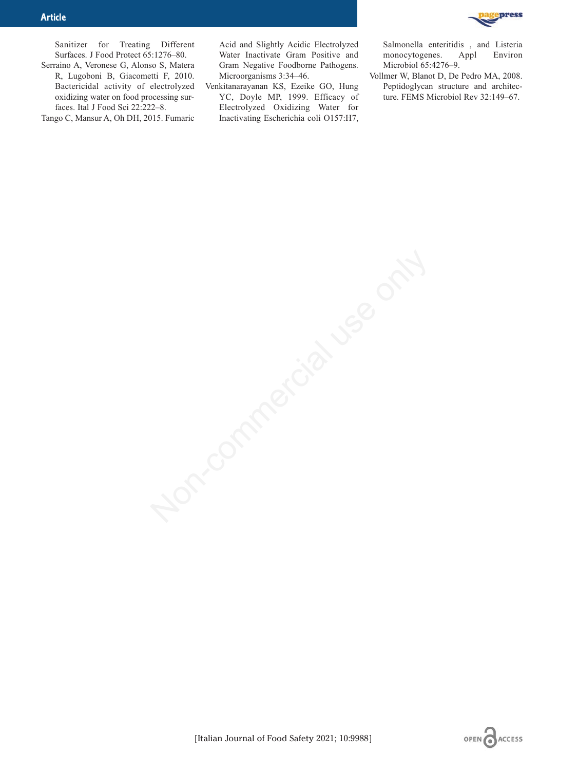Sanitizer for Treating Different Surfaces. J Food Protect 65:1276–80.

Serraino A, Veronese G, Alonso S, Matera R, Lugoboni B, Giacometti F, 2010. Bactericidal activity of electrolyzed oxidizing water on food processing surfaces. Ital J Food Sci 22:222–8.

Tango C, Mansur A, Oh DH, 2015. Fumaric Acid and Slightly Acidic Electrolyzed Water Inactivate Gram Positive and Gram Negative Foodborne Pathogens. Microorganisms 3:34–46.

Venkitanarayanan KS, Ezeike GO, Hung YC, Doyle MP, 1999. Efficacy of Electrolyzed Oxidizing Water for Inactivating Escherichia coli O157:H7, Salmonella enteritidis , and Listeria monocytogenes. Appl Environ Microbiol 65:4276–9.

Vollmer W, Blanot D, De Pedro MA, 2008. Peptidoglycan structure and architecture. FEMS Microbiol Rev 32:149–67.